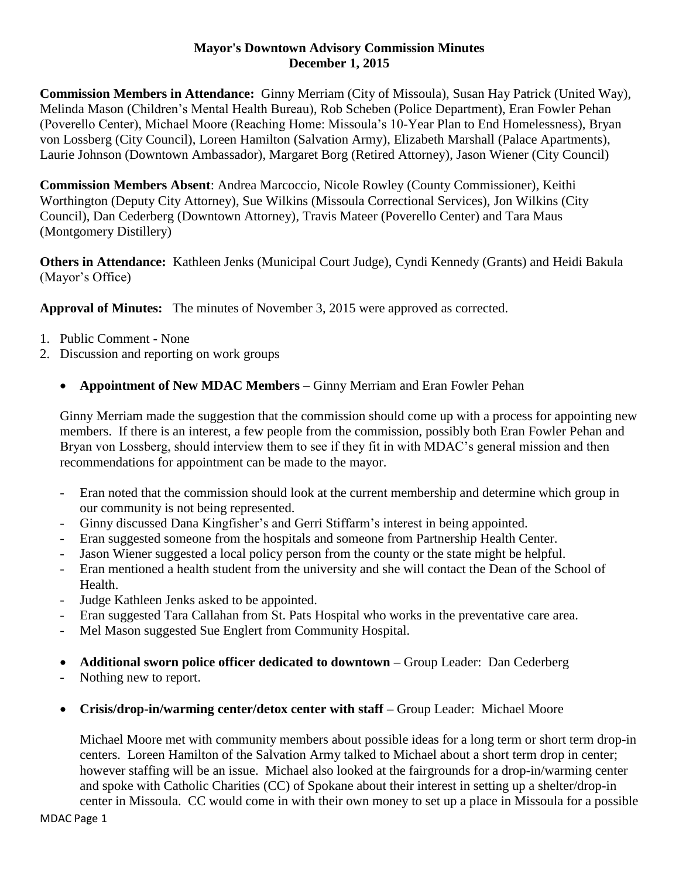**Mayor's Downtown Advisory Commission Minutes**
**December 1, 2015**

**Commission Members in Attendance:** Ginny Merriam (City of Missoula), Susan Hay Patrick (United Way), Melinda Mason (Children's Mental Health Bureau), Rob Scheben (Police Department), Eran Fowler Pehan (Poverello Center), Michael Moore (Reaching Home: Missoula's 10-Year Plan to End Homelessness), Bryan von Lossberg (City Council), Loreen Hamilton (Salvation Army), Elizabeth Marshall (Palace Apartments), Laurie Johnson (Downtown Ambassador), Margaret Borg (Retired Attorney), Jason Wiener (City Council)

**Commission Members Absent**: Andrea Marcoccio, Nicole Rowley (County Commissioner), Keithi Worthington (Deputy City Attorney), Sue Wilkins (Missoula Correctional Services), Jon Wilkins (City Council), Dan Cederberg (Downtown Attorney), Travis Mateer (Poverello Center) and Tara Maus (Montgomery Distillery)

**Others in Attendance:** Kathleen Jenks (Municipal Court Judge), Cyndi Kennedy (Grants) and Heidi Bakula (Mayor's Office)

**Approval of Minutes:** The minutes of November 3, 2015 were approved as corrected.

1. Public Comment - None
2. Discussion and reporting on work groups

- **Appointment of New MDAC Members** – Ginny Merriam and Eran Fowler Pehan

  Ginny Merriam made the suggestion that the commission should come up with a process for appointing new members. If there is an interest, a few people from the commission, possibly both Eran Fowler Pehan and Bryan von Lossberg, should interview them to see if they fit in with MDAC's general mission and then recommendations for appointment can be made to the mayor.

  - Eran noted that the commission should look at the current membership and determine which group in our community is not being represented.
  - Ginny discussed Dana Kingfisher's and Gerri Stiffarm's interest in being appointed.
  - Eran suggested someone from the hospitals and someone from Partnership Health Center.
  - Jason Wiener suggested a local policy person from the county or the state might be helpful.
  - Eran mentioned a health student from the university and she will contact the Dean of the School of Health.
  - Judge Kathleen Jenks asked to be appointed.
  - Eran suggested Tara Callahan from St. Pats Hospital who works in the preventative care area.
  - Mel Mason suggested Sue Englert from Community Hospital.

- **Additional sworn police officer dedicated to downtown –** Group Leader: Dan Cederberg
  - Nothing new to report.

- **Crisis/drop-in/warming center/detox center with staff –** Group Leader: Michael Moore

  Michael Moore met with community members about possible ideas for a long term or short term drop-in centers. Loreen Hamilton of the Salvation Army talked to Michael about a short term drop in center; however staffing will be an issue. Michael also looked at the fairgrounds for a drop-in/warming center and spoke with Catholic Charities (CC) of Spokane about their interest in setting up a shelter/drop-in center in Missoula. CC would come in with their own money to set up a place in Missoula for a possible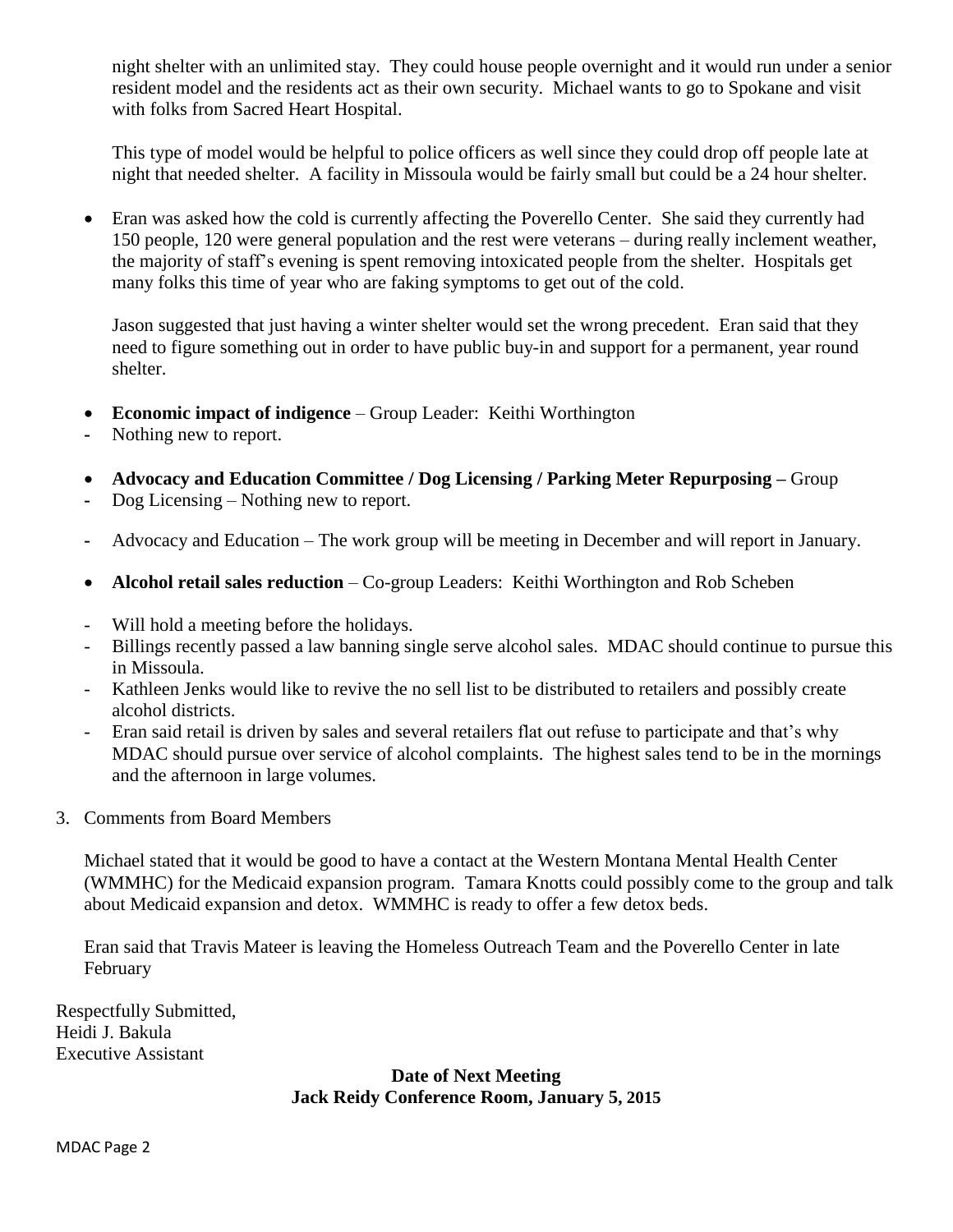night shelter with an unlimited stay. They could house people overnight and it would run under a senior resident model and the residents act as their own security. Michael wants to go to Spokane and visit with folks from Sacred Heart Hospital.

This type of model would be helpful to police officers as well since they could drop off people late at night that needed shelter. A facility in Missoula would be fairly small but could be a 24 hour shelter.

- Eran was asked how the cold is currently affecting the Poverello Center. She said they currently had 150 people, 120 were general population and the rest were veterans – during really inclement weather, the majority of staff's evening is spent removing intoxicated people from the shelter. Hospitals get many folks this time of year who are faking symptoms to get out of the cold.

  Jason suggested that just having a winter shelter would set the wrong precedent. Eran said that they need to figure something out in order to have public buy-in and support for a permanent, year round shelter.

- **Economic impact of indigence** – Group Leader: Keithi Worthington
- Nothing new to report.

- **Advocacy and Education Committee / Dog Licensing / Parking Meter Repurposing –** Group
- Dog Licensing – Nothing new to report.

- Advocacy and Education – The work group will be meeting in December and will report in January.

- **Alcohol retail sales reduction** – Co-group Leaders: Keithi Worthington and Rob Scheben

- Will hold a meeting before the holidays.
- Billings recently passed a law banning single serve alcohol sales. MDAC should continue to pursue this in Missoula.
- Kathleen Jenks would like to revive the no sell list to be distributed to retailers and possibly create alcohol districts.
- Eran said retail is driven by sales and several retailers flat out refuse to participate and that's why MDAC should pursue over service of alcohol complaints. The highest sales tend to be in the mornings and the afternoon in large volumes.

3. Comments from Board Members

Michael stated that it would be good to have a contact at the Western Montana Mental Health Center (WMMHC) for the Medicaid expansion program. Tamara Knotts could possibly come to the group and talk about Medicaid expansion and detox. WMMHC is ready to offer a few detox beds.

Eran said that Travis Mateer is leaving the Homeless Outreach Team and the Poverello Center in late February

Respectfully Submitted,
Heidi J. Bakula
Executive Assistant

**Date of Next Meeting**
**Jack Reidy Conference Room, January 5, 2015**